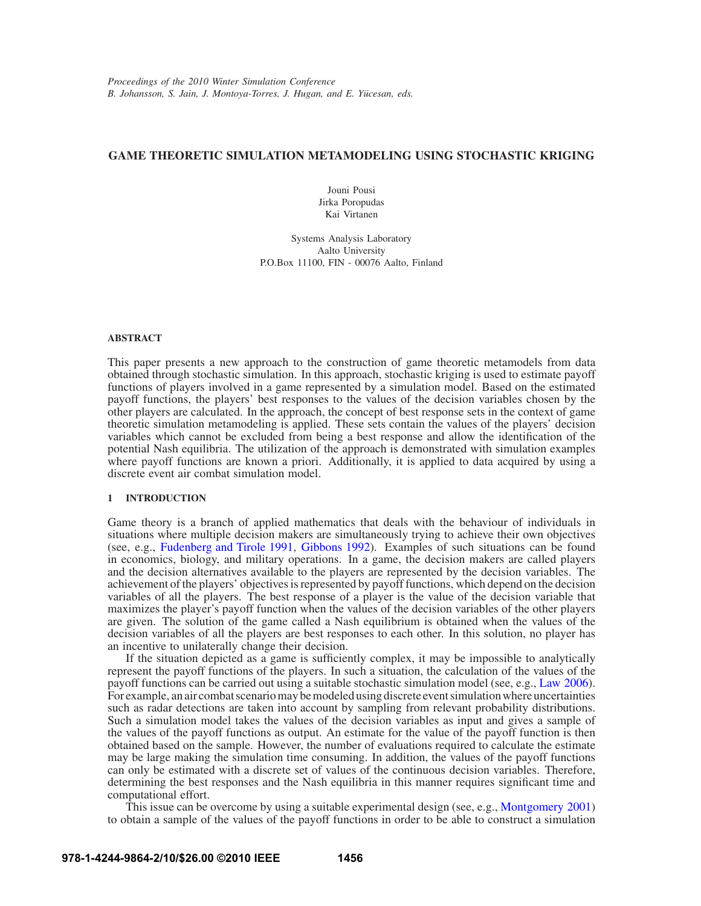*Proceedings of the 2010 Winter Simulation Conference*
*B. Johansson, S. Jain, J. Montoya-Torres, J. Hugan, and E. Yücesan, eds.*

# GAME THEORETIC SIMULATION METAMODELING USING STOCHASTIC KRIGING

Jouni Pousi
Jirka Poropudas
Kai Virtanen

Systems Analysis Laboratory
Aalto University
P.O.Box 11100, FIN - 00076 Aalto, Finland

## ABSTRACT

This paper presents a new approach to the construction of game theoretic metamodels from data obtained through stochastic simulation. In this approach, stochastic kriging is used to estimate payoff functions of players involved in a game represented by a simulation model. Based on the estimated payoff functions, the players' best responses to the values of the decision variables chosen by the other players are calculated. In the approach, the concept of best response sets in the context of game theoretic simulation metamodeling is applied. These sets contain the values of the players' decision variables which cannot be excluded from being a best response and allow the identification of the potential Nash equilibria. The utilization of the approach is demonstrated with simulation examples where payoff functions are known a priori. Additionally, it is applied to data acquired by using a discrete event air combat simulation model.

## 1 INTRODUCTION

Game theory is a branch of applied mathematics that deals with the behaviour of individuals in situations where multiple decision makers are simultaneously trying to achieve their own objectives (see, e.g., Fudenberg and Tirole 1991, Gibbons 1992). Examples of such situations can be found in economics, biology, and military operations. In a game, the decision makers are called players and the decision alternatives available to the players are represented by the decision variables. The achievement of the players' objectives is represented by payoff functions, which depend on the decision variables of all the players. The best response of a player is the value of the decision variable that maximizes the player's payoff function when the values of the decision variables of the other players are given. The solution of the game called a Nash equilibrium is obtained when the values of the decision variables of all the players are best responses to each other. In this solution, no player has an incentive to unilaterally change their decision.

If the situation depicted as a game is sufficiently complex, it may be impossible to analytically represent the payoff functions of the players. In such a situation, the calculation of the values of the payoff functions can be carried out using a suitable stochastic simulation model (see, e.g., Law 2006). For example, an air combat scenario may be modeled using discrete event simulation where uncertainties such as radar detections are taken into account by sampling from relevant probability distributions. Such a simulation model takes the values of the decision variables as input and gives a sample of the values of the payoff functions as output. An estimate for the value of the payoff function is then obtained based on the sample. However, the number of evaluations required to calculate the estimate may be large making the simulation time consuming. In addition, the values of the payoff functions can only be estimated with a discrete set of values of the continuous decision variables. Therefore, determining the best responses and the Nash equilibria in this manner requires significant time and computational effort.

This issue can be overcome by using a suitable experimental design (see, e.g., Montgomery 2001) to obtain a sample of the values of the payoff functions in order to be able to construct a simulation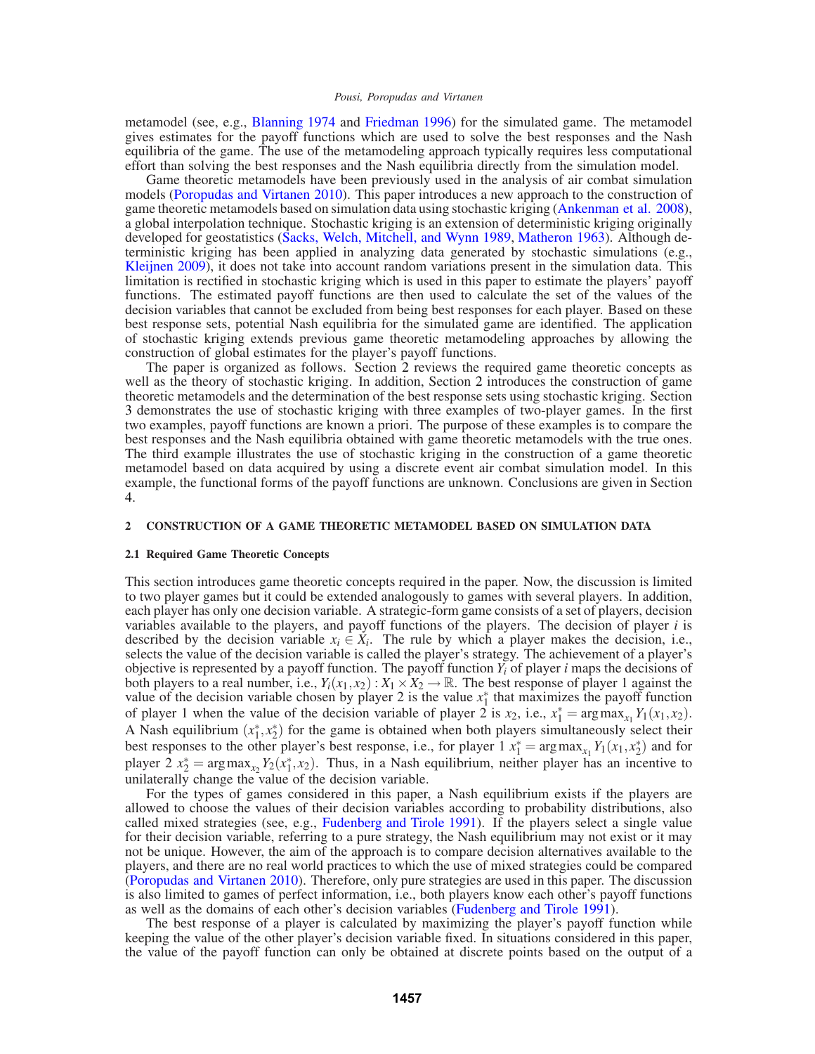metamodel (see, e.g., Blanning 1974 and Friedman 1996) for the simulated game. The metamodel gives estimates for the payoff functions which are used to solve the best responses and the Nash equilibria of the game. The use of the metamodeling approach typically requires less computational effort than solving the best responses and the Nash equilibria directly from the simulation model.

Game theoretic metamodels have been previously used in the analysis of air combat simulation models (Poropudas and Virtanen 2010). This paper introduces a new approach to the construction of game theoretic metamodels based on simulation data using stochastic kriging (Ankenman et al. 2008), a global interpolation technique. Stochastic kriging is an extension of deterministic kriging originally developed for geostatistics (Sacks, Welch, Mitchell, and Wynn 1989, Matheron 1963). Although deterministic kriging has been applied in analyzing data generated by stochastic simulations (e.g., Kleijnen 2009), it does not take into account random variations present in the simulation data. This limitation is rectified in stochastic kriging which is used in this paper to estimate the players' payoff functions. The estimated payoff functions are then used to calculate the set of the values of the decision variables that cannot be excluded from being best responses for each player. Based on these best response sets, potential Nash equilibria for the simulated game are identified. The application of stochastic kriging extends previous game theoretic metamodeling approaches by allowing the construction of global estimates for the player's payoff functions.

The paper is organized as follows. Section 2 reviews the required game theoretic concepts as well as the theory of stochastic kriging. In addition, Section 2 introduces the construction of game theoretic metamodels and the determination of the best response sets using stochastic kriging. Section 3 demonstrates the use of stochastic kriging with three examples of two-player games. In the first two examples, payoff functions are known a priori. The purpose of these examples is to compare the best responses and the Nash equilibria obtained with game theoretic metamodels with the true ones. The third example illustrates the use of stochastic kriging in the construction of a game theoretic metamodel based on data acquired by using a discrete event air combat simulation model. In this example, the functional forms of the payoff functions are unknown. Conclusions are given in Section 4.

## 2 CONSTRUCTION OF A GAME THEORETIC METAMODEL BASED ON SIMULATION DATA

### 2.1 Required Game Theoretic Concepts

This section introduces game theoretic concepts required in the paper. Now, the discussion is limited to two player games but it could be extended analogously to games with several players. In addition, each player has only one decision variable. A strategic-form game consists of a set of players, decision variables available to the players, and payoff functions of the players. The decision of player $i$ is described by the decision variable $x_i \in X_i$. The rule by which a player makes the decision, i.e., selects the value of the decision variable is called the player's strategy. The achievement of a player's objective is represented by a payoff function. The payoff function $Y_i$ of player $i$ maps the decisions of both players to a real number, i.e., $Y_i(x_1, x_2) : X_1 \times X_2 \rightarrow \mathbb{R}$. The best response of player 1 against the value of the decision variable chosen by player 2 is the value $x_1^*$ that maximizes the payoff function of player 1 when the value of the decision variable of player 2 is $x_2$, i.e., $x_1^* = \arg\max_{x_1} Y_1(x_1, x_2)$. A Nash equilibrium $(x_1^*, x_2^*)$ for the game is obtained when both players simultaneously select their best responses to the other player's best response, i.e., for player 1 $x_1^* = \arg\max_{x_1} Y_1(x_1, x_2^*)$ and for player 2 $x_2^* = \arg\max_{x_2} Y_2(x_1^*, x_2)$. Thus, in a Nash equilibrium, neither player has an incentive to unilaterally change the value of the decision variable.

For the types of games considered in this paper, a Nash equilibrium exists if the players are allowed to choose the values of their decision variables according to probability distributions, also called mixed strategies (see, e.g., Fudenberg and Tirole 1991). If the players select a single value for their decision variable, referring to a pure strategy, the Nash equilibrium may not exist or it may not be unique. However, the aim of the approach is to compare decision alternatives available to the players, and there are no real world practices to which the use of mixed strategies could be compared (Poropudas and Virtanen 2010). Therefore, only pure strategies are used in this paper. The discussion is also limited to games of perfect information, i.e., both players know each other's payoff functions as well as the domains of each other's decision variables (Fudenberg and Tirole 1991).

The best response of a player is calculated by maximizing the player's payoff function while keeping the value of the other player's decision variable fixed. In situations considered in this paper, the value of the payoff function can only be obtained at discrete points based on the output of a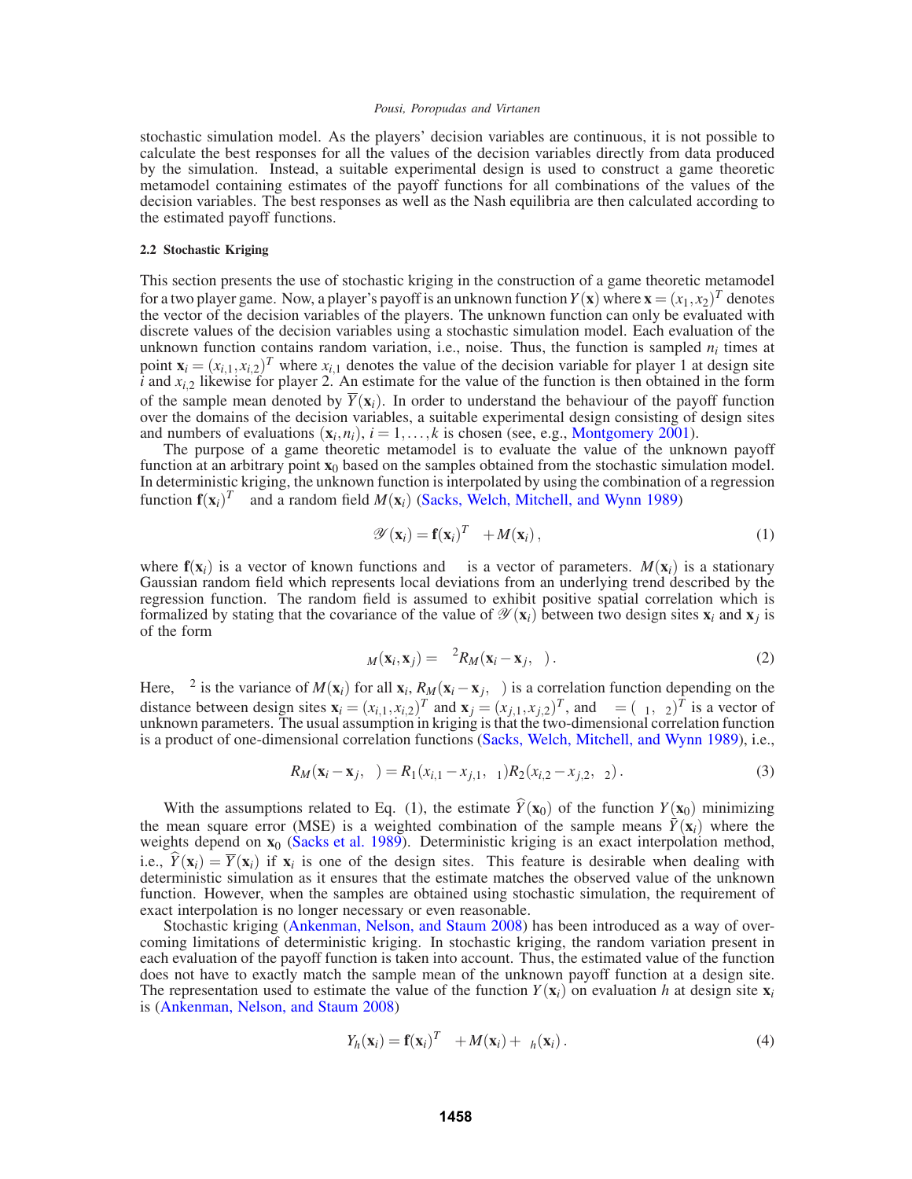stochastic simulation model. As the players' decision variables are continuous, it is not possible to calculate the best responses for all the values of the decision variables directly from data produced by the simulation. Instead, a suitable experimental design is used to construct a game theoretic metamodel containing estimates of the payoff functions for all combinations of the values of the decision variables. The best responses as well as the Nash equilibria are then calculated according to the estimated payoff functions.

#### 2.2 Stochastic Kriging

This section presents the use of stochastic kriging in the construction of a game theoretic metamodel for a two player game. Now, a player's payoff is an unknown function $Y(\mathbf{x})$ where $\mathbf{x} = (x_1, x_2)^T$ denotes the vector of the decision variables of the players. The unknown function can only be evaluated with discrete values of the decision variables using a stochastic simulation model. Each evaluation of the unknown function contains random variation, i.e., noise. Thus, the function is sampled $n_i$ times at point $\mathbf{x}_i = (x_{i,1}, x_{i,2})^T$ where $x_{i,1}$ denotes the value of the decision variable for player 1 at design site $i$ and $x_{i,2}$ likewise for player 2. An estimate for the value of the function is then obtained in the form of the sample mean denoted by $\overline{Y}(\mathbf{x}_i)$. In order to understand the behaviour of the payoff function over the domains of the decision variables, a suitable experimental design consisting of design sites and numbers of evaluations $(\mathbf{x}_i, n_i)$, $i = 1, \ldots, k$ is chosen (see, e.g., Montgomery 2001).

The purpose of a game theoretic metamodel is to evaluate the value of the unknown payoff function at an arbitrary point $\mathbf{x}_0$ based on the samples obtained from the stochastic simulation model. In deterministic kriging, the unknown function is interpolated by using the combination of a regression function $\mathbf{f}(\mathbf{x}_i)^T\beta$ and a random field $M(\mathbf{x}_i)$ (Sacks, Welch, Mitchell, and Wynn 1989)

$$\mathscr{Y}(\mathbf{x}_i) = \mathbf{f}(\mathbf{x}_i)^T\beta + M(\mathbf{x}_i), \tag{1}$$

where $\mathbf{f}(\mathbf{x}_i)$ is a vector of known functions and $\beta$ is a vector of parameters. $M(\mathbf{x}_i)$ is a stationary Gaussian random field which represents local deviations from an underlying trend described by the regression function. The random field is assumed to exhibit positive spatial correlation which is formalized by stating that the covariance of the value of $\mathscr{Y}(\mathbf{x}_i)$ between two design sites $\mathbf{x}_i$ and $\mathbf{x}_j$ is of the form

$$\Sigma_M(\mathbf{x}_i, \mathbf{x}_j) = \tau^2 R_M(\mathbf{x}_i - \mathbf{x}_j, \theta). \tag{2}$$

Here, $\tau^2$ is the variance of $M(\mathbf{x}_i)$ for all $\mathbf{x}_i$, $R_M(\mathbf{x}_i - \mathbf{x}_j, \theta)$ is a correlation function depending on the distance between design sites $\mathbf{x}_i = (x_{i,1}, x_{i,2})^T$ and $\mathbf{x}_j = (x_{j,1}, x_{j,2})^T$, and $\theta = (\theta_1, \theta_2)^T$ is a vector of unknown parameters. The usual assumption in kriging is that the two-dimensional correlation function is a product of one-dimensional correlation functions (Sacks, Welch, Mitchell, and Wynn 1989), i.e.,

$$R_M(\mathbf{x}_i - \mathbf{x}_j, \theta) = R_1(x_{i,1} - x_{j,1}, \theta_1) R_2(x_{i,2} - x_{j,2}, \theta_2). \tag{3}$$

With the assumptions related to Eq. (1), the estimate $\widehat{Y}(\mathbf{x}_0)$ of the function $Y(\mathbf{x}_0)$ minimizing the mean square error (MSE) is a weighted combination of the sample means $\bar{Y}(\mathbf{x}_i)$ where the weights depend on $\mathbf{x}_0$ (Sacks et al. 1989). Deterministic kriging is an exact interpolation method, i.e., $\widehat{Y}(\mathbf{x}_i) = \overline{Y}(\mathbf{x}_i)$ if $\mathbf{x}_i$ is one of the design sites. This feature is desirable when dealing with deterministic simulation as it ensures that the estimate matches the observed value of the unknown function. However, when the samples are obtained using stochastic simulation, the requirement of exact interpolation is no longer necessary or even reasonable.

Stochastic kriging (Ankenman, Nelson, and Staum 2008) has been introduced as a way of overcoming limitations of deterministic kriging. In stochastic kriging, the random variation present in each evaluation of the payoff function is taken into account. Thus, the estimated value of the function does not have to exactly match the sample mean of the unknown payoff function at a design site. The representation used to estimate the value of the function $Y(\mathbf{x}_i)$ on evaluation $h$ at design site $\mathbf{x}_i$ is (Ankenman, Nelson, and Staum 2008)

$$Y_h(\mathbf{x}_i) = \mathbf{f}(\mathbf{x}_i)^T\beta + M(\mathbf{x}_i) + \varepsilon_h(\mathbf{x}_i). \tag{4}$$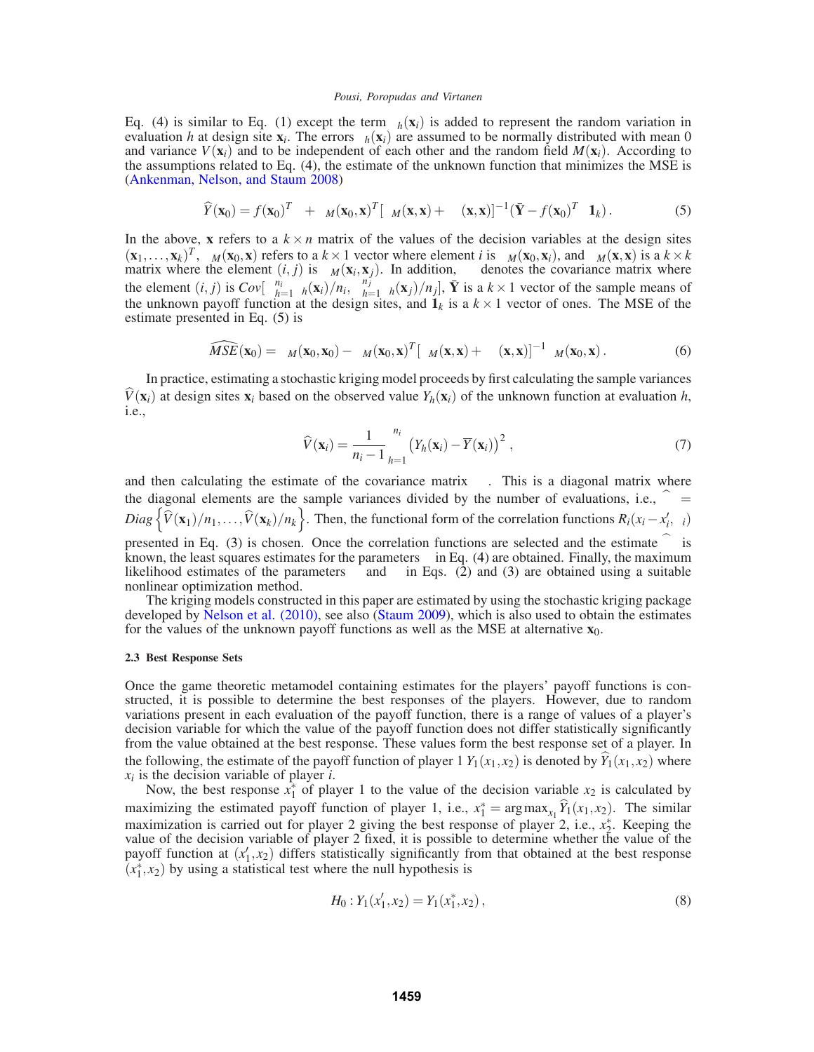Eq. (4) is similar to Eq. (1) except the term $\varepsilon_h(\mathbf{x}_i)$ is added to represent the random variation in evaluation $h$ at design site $\mathbf{x}_i$. The errors $\varepsilon_h(\mathbf{x}_i)$ are assumed to be normally distributed with mean 0 and variance $V(\mathbf{x}_i)$ and to be independent of each other and the random field $M(\mathbf{x}_i)$. According to the assumptions related to Eq. (4), the estimate of the unknown function that minimizes the MSE is (Ankenman, Nelson, and Staum 2008)

$$\widehat{Y}(\mathbf{x}_0) = f(\mathbf{x}_0)^T\beta + \Sigma_M(\mathbf{x}_0,\mathbf{x})^T[\Sigma_M(\mathbf{x},\mathbf{x}) + \Sigma_\varepsilon(\mathbf{x},\mathbf{x})]^{-1}(\bar{\mathbf{Y}} - f(\mathbf{x}_0)^T\beta\mathbf{1}_k)\,. \tag{5}$$

In the above, $\mathbf{x}$ refers to a $k \times n$ matrix of the values of the decision variables at the design sites $(\mathbf{x}_1,\ldots,\mathbf{x}_k)^T$, $\Sigma_M(\mathbf{x}_0,\mathbf{x})$ refers to a $k \times 1$ vector where element $i$ is $\Sigma_M(\mathbf{x}_0,\mathbf{x}_i)$, and $\Sigma_M(\mathbf{x},\mathbf{x})$ is a $k \times k$ matrix where the element $(i,j)$ is $\Sigma_M(\mathbf{x}_i,\mathbf{x}_j)$. In addition, $\Sigma_\varepsilon$ denotes the covariance matrix where the element $(i,j)$ is $Cov[\sum_{h=1}^{n_i}\varepsilon_h(\mathbf{x}_i)/n_i, \sum_{h=1}^{n_j}\varepsilon_h(\mathbf{x}_j)/n_j]$, $\bar{\mathbf{Y}}$ is a $k \times 1$ vector of the sample means of the unknown payoff function at the design sites, and $\mathbf{1}_k$ is a $k \times 1$ vector of ones. The MSE of the estimate presented in Eq. (5) is

$$\widehat{MSE}(\mathbf{x}_0) = \Sigma_M(\mathbf{x}_0,\mathbf{x}_0) - \Sigma_M(\mathbf{x}_0,\mathbf{x})^T[\Sigma_M(\mathbf{x},\mathbf{x}) + \Sigma_\varepsilon(\mathbf{x},\mathbf{x})]^{-1}\Sigma_M(\mathbf{x}_0,\mathbf{x})\,. \tag{6}$$

In practice, estimating a stochastic kriging model proceeds by first calculating the sample variances $\widehat{V}(\mathbf{x}_i)$ at design sites $\mathbf{x}_i$ based on the observed value $Y_h(\mathbf{x}_i)$ of the unknown function at evaluation $h$, i.e.,

$$\widehat{V}(\mathbf{x}_i) = \frac{1}{n_i - 1}\sum_{h=1}^{n_i}\left(Y_h(\mathbf{x}_i) - \overline{Y}(\mathbf{x}_i)\right)^2, \tag{7}$$

and then calculating the estimate of the covariance matrix $\Sigma_\varepsilon$. This is a diagonal matrix where the diagonal elements are the sample variances divided by the number of evaluations, i.e., $\widehat{\Sigma}_\varepsilon = Diag\left\{\widehat{V}(\mathbf{x}_1)/n_1,\ldots,\widehat{V}(\mathbf{x}_k)/n_k\right\}$. Then, the functional form of the correlation functions $R_i(x_i - x_i', \theta_i)$ presented in Eq. (3) is chosen. Once the correlation functions are selected and the estimate $\widehat{\Sigma}_\varepsilon$ is known, the least squares estimates for the parameters $\beta$ in Eq. (4) are obtained. Finally, the maximum likelihood estimates of the parameters $\tau^2$ and $\theta$ in Eqs. (2) and (3) are obtained using a suitable nonlinear optimization method.

The kriging models constructed in this paper are estimated by using the stochastic kriging package developed by Nelson et al. (2010), see also (Staum 2009), which is also used to obtain the estimates for the values of the unknown payoff functions as well as the MSE at alternative $\mathbf{x}_0$.

### 2.3 Best Response Sets

Once the game theoretic metamodel containing estimates for the players' payoff functions is constructed, it is possible to determine the best responses of the players. However, due to random variations present in each evaluation of the payoff function, there is a range of values of a player's decision variable for which the value of the payoff function does not differ statistically significantly from the value obtained at the best response. These values form the best response set of a player. In the following, the estimate of the payoff function of player 1 $Y_1(x_1,x_2)$ is denoted by $\widehat{Y}_1(x_1,x_2)$ where $x_i$ is the decision variable of player $i$.

Now, the best response $x_1^*$ of player 1 to the value of the decision variable $x_2$ is calculated by maximizing the estimated payoff function of player 1, i.e., $x_1^* = \arg\max_{x_1}\widehat{Y}_1(x_1,x_2)$. The similar maximization is carried out for player 2 giving the best response of player 2, i.e., $x_2^*$. Keeping the value of the decision variable of player 2 fixed, it is possible to determine whether the value of the payoff function at $(x_1',x_2)$ differs statistically significantly from that obtained at the best response $(x_1^*,x_2)$ by using a statistical test where the null hypothesis is

$$H_0 : Y_1(x_1',x_2) = Y_1(x_1^*,x_2)\,, \tag{8}$$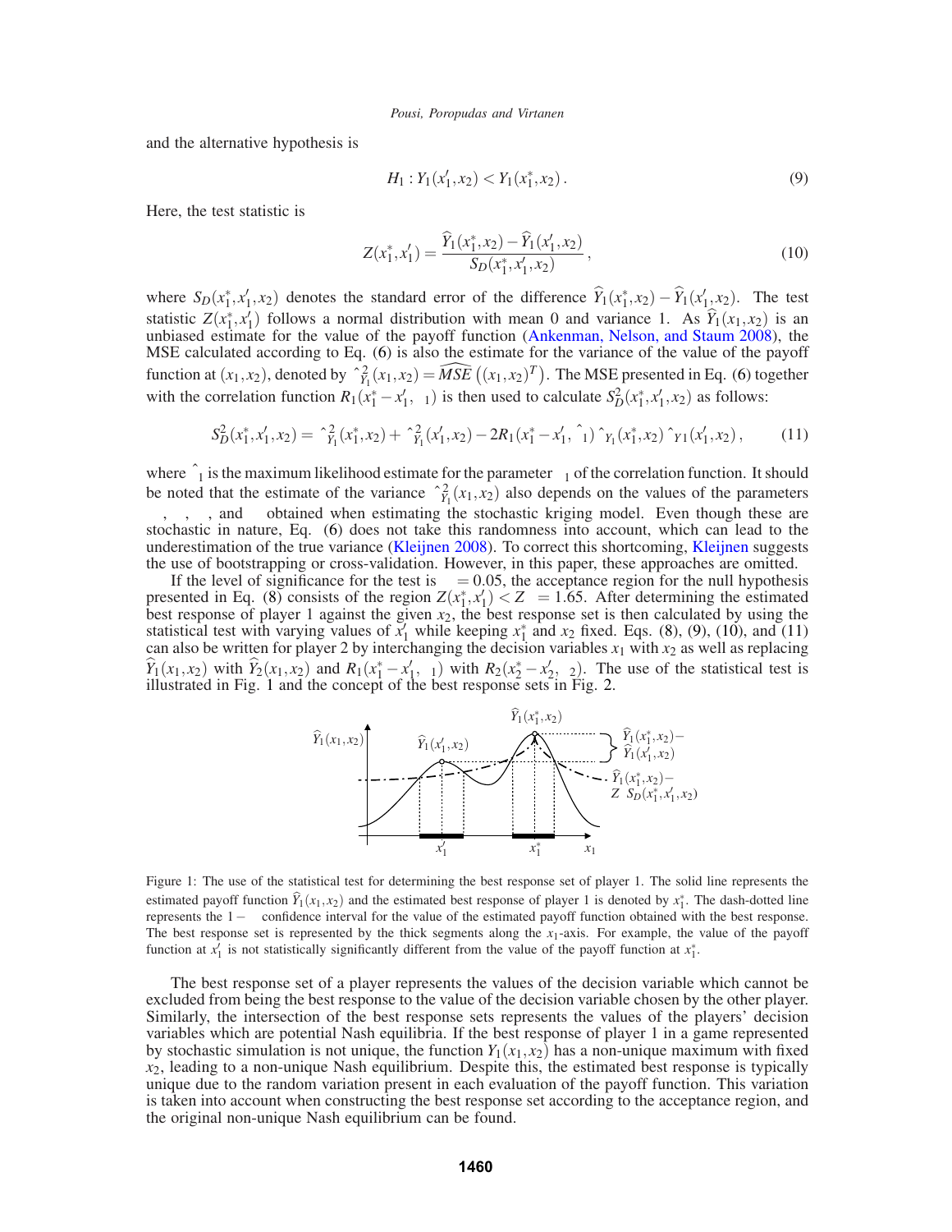and the alternative hypothesis is

$$H_1: Y_1(x_1', x_2) < Y_1(x_1^*, x_2). \tag{9}$$

Here, the test statistic is

$$Z(x_1^*, x_1') = \frac{\widehat{Y}_1(x_1^*, x_2) - \widehat{Y}_1(x_1', x_2)}{S_D(x_1^*, x_1', x_2)}, \tag{10}$$

where $S_D(x_1^*, x_1', x_2)$ denotes the standard error of the difference $\widehat{Y}_1(x_1^*, x_2) - \widehat{Y}_1(x_1', x_2)$. The test statistic $Z(x_1^*, x_1')$ follows a normal distribution with mean 0 and variance 1. As $\widehat{Y}_1(x_1, x_2)$ is an unbiased estimate for the value of the payoff function (Ankenman, Nelson, and Staum 2008), the MSE calculated according to Eq. (6) is also the estimate for the variance of the value of the payoff function at $(x_1, x_2)$, denoted by $\hat{\sigma}^2_{\widehat{Y}_1}(x_1, x_2) = \widehat{MSE}\left((x_1, x_2)^T\right)$. The MSE presented in Eq. (6) together with the correlation function $R_1(x_1^* - x_1', \theta_1)$ is then used to calculate $S_D^2(x_1^*, x_1', x_2)$ as follows:

$$S_D^2(x_1^*, x_1', x_2) = \hat{\sigma}^2_{\widehat{Y}_1}(x_1^*, x_2) + \hat{\sigma}^2_{\widehat{Y}_1}(x_1', x_2) - 2R_1(x_1^* - x_1', \hat{\theta}_1)\hat{\sigma}_{\widehat{Y}1}(x_1^*, x_2)\hat{\sigma}_{\widehat{Y}1}(x_1', x_2), \tag{11}$$

where $\hat{\theta}_1$ is the maximum likelihood estimate for the parameter $\theta_1$ of the correlation function. It should be noted that the estimate of the variance $\hat{\sigma}^2_{\widehat{Y}_1}(x_1, x_2)$ also depends on the values of the parameters $\beta$, $\tau$, $\theta$, and $\Sigma$ obtained when estimating the stochastic kriging model. Even though these are stochastic in nature, Eq. (6) does not take this randomness into account, which can lead to the underestimation of the true variance (Kleijnen 2008). To correct this shortcoming, Kleijnen suggests the use of bootstrapping or cross-validation. However, in this paper, these approaches are omitted.

If the level of significance for the test is $\alpha = 0.05$, the acceptance region for the null hypothesis presented in Eq. (8) consists of the region $Z(x_1^*, x_1') < Z_\alpha = 1.65$. After determining the estimated best response of player 1 against the given $x_2$, the best response set is then calculated by using the statistical test with varying values of $x_1'$ while keeping $x_1^*$ and $x_2$ fixed. Eqs. (8), (9), (10), and (11) can also be written for player 2 by interchanging the decision variables $x_1$ with $x_2$ as well as replacing $\widehat{Y}_1(x_1, x_2)$ with $\widehat{Y}_2(x_1, x_2)$ and $R_1(x_1^* - x_1', \theta_1)$ with $R_2(x_2^* - x_2', \theta_2)$. The use of the statistical test is illustrated in Fig. 1 and the concept of the best response sets in Fig. 2.

Figure 1: The use of the statistical test for determining the best response set of player 1. The solid line represents the estimated payoff function $\widehat{Y}_1(x_1, x_2)$ and the estimated best response of player 1 is denoted by $x_1^*$. The dash-dotted line represents the $1-\alpha$ confidence interval for the value of the estimated payoff function obtained with the best response. The best response set is represented by the thick segments along the $x_1$-axis. For example, the value of the payoff function at $x_1'$ is not statistically significantly different from the value of the payoff function at $x_1^*$.

The best response set of a player represents the values of the decision variable which cannot be excluded from being the best response to the value of the decision variable chosen by the other player. Similarly, the intersection of the best response sets represents the values of the players' decision variables which are potential Nash equilibria. If the best response of player 1 in a game represented by stochastic simulation is not unique, the function $Y_1(x_1, x_2)$ has a non-unique maximum with fixed $x_2$, leading to a non-unique Nash equilibrium. Despite this, the estimated best response is typically unique due to the random variation present in each evaluation of the payoff function. This variation is taken into account when constructing the best response set according to the acceptance region, and the original non-unique Nash equilibrium can be found.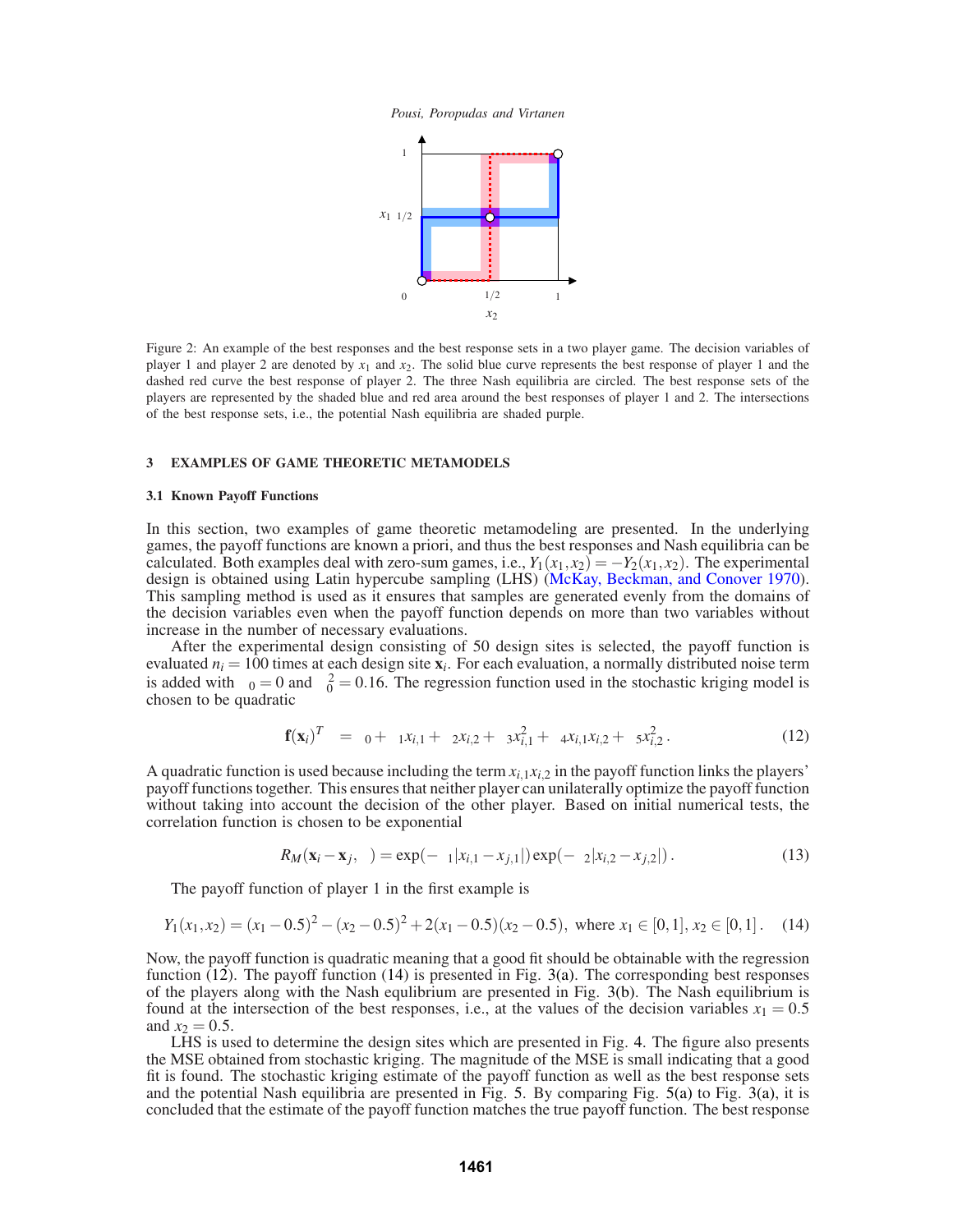Figure 2: An example of the best responses and the best response sets in a two player game. The decision variables of player 1 and player 2 are denoted by $x_1$ and $x_2$. The solid blue curve represents the best response of player 1 and the dashed red curve the best response of player 2. The three Nash equilibria are circled. The best response sets of the players are represented by the shaded blue and red area around the best responses of player 1 and 2. The intersections of the best response sets, i.e., the potential Nash equilibria are shaded purple.

## 3 EXAMPLES OF GAME THEORETIC METAMODELS

### 3.1 Known Payoff Functions

In this section, two examples of game theoretic metamodeling are presented. In the underlying games, the payoff functions are known a priori, and thus the best responses and Nash equilibria can be calculated. Both examples deal with zero-sum games, i.e., $Y_1(x_1,x_2) = -Y_2(x_1,x_2)$. The experimental design is obtained using Latin hypercube sampling (LHS) (McKay, Beckman, and Conover 1970). This sampling method is used as it ensures that samples are generated evenly from the domains of the decision variables even when the payoff function depends on more than two variables without increase in the number of necessary evaluations.

After the experimental design consisting of 50 design sites is selected, the payoff function is evaluated $n_i = 100$ times at each design site $\mathbf{x}_i$. For each evaluation, a normally distributed noise term is added with $\mu_0 = 0$ and $\sigma_0^2 = 0.16$. The regression function used in the stochastic kriging model is chosen to be quadratic

$$\mathbf{f}(\mathbf{x}_i)^T \beta = \beta_0 + \beta_1 x_{i,1} + \beta_2 x_{i,2} + \beta_3 x_{i,1}^2 + \beta_4 x_{i,1}x_{i,2} + \beta_5 x_{i,2}^2 . \tag{12}$$

A quadratic function is used because including the term $x_{i,1}x_{i,2}$ in the payoff function links the players' payoff functions together. This ensures that neither player can unilaterally optimize the payoff function without taking into account the decision of the other player. Based on initial numerical tests, the correlation function is chosen to be exponential

$$R_M(\mathbf{x}_i - \mathbf{x}_j, \theta) = \exp(-\theta_1 |x_{i,1} - x_{j,1}|)\exp(-\theta_2 |x_{i,2} - x_{j,2}|) . \tag{13}$$

The payoff function of player 1 in the first example is

$$Y_1(x_1,x_2) = (x_1 - 0.5)^2 - (x_2 - 0.5)^2 + 2(x_1 - 0.5)(x_2 - 0.5), \text{ where } x_1 \in [0,1], x_2 \in [0,1] . \tag{14}$$

Now, the payoff function is quadratic meaning that a good fit should be obtainable with the regression function (12). The payoff function (14) is presented in Fig. 3(a). The corresponding best responses of the players along with the Nash equilibrium are presented in Fig. 3(b). The Nash equilibrium is found at the intersection of the best responses, i.e., at the values of the decision variables $x_1 = 0.5$ and $x_2 = 0.5$.

LHS is used to determine the design sites which are presented in Fig. 4. The figure also presents the MSE obtained from stochastic kriging. The magnitude of the MSE is small indicating that a good fit is found. The stochastic kriging estimate of the payoff function as well as the best response sets and the potential Nash equilibria are presented in Fig. 5. By comparing Fig. 5(a) to Fig. 3(a), it is concluded that the estimate of the payoff function matches the true payoff function. The best response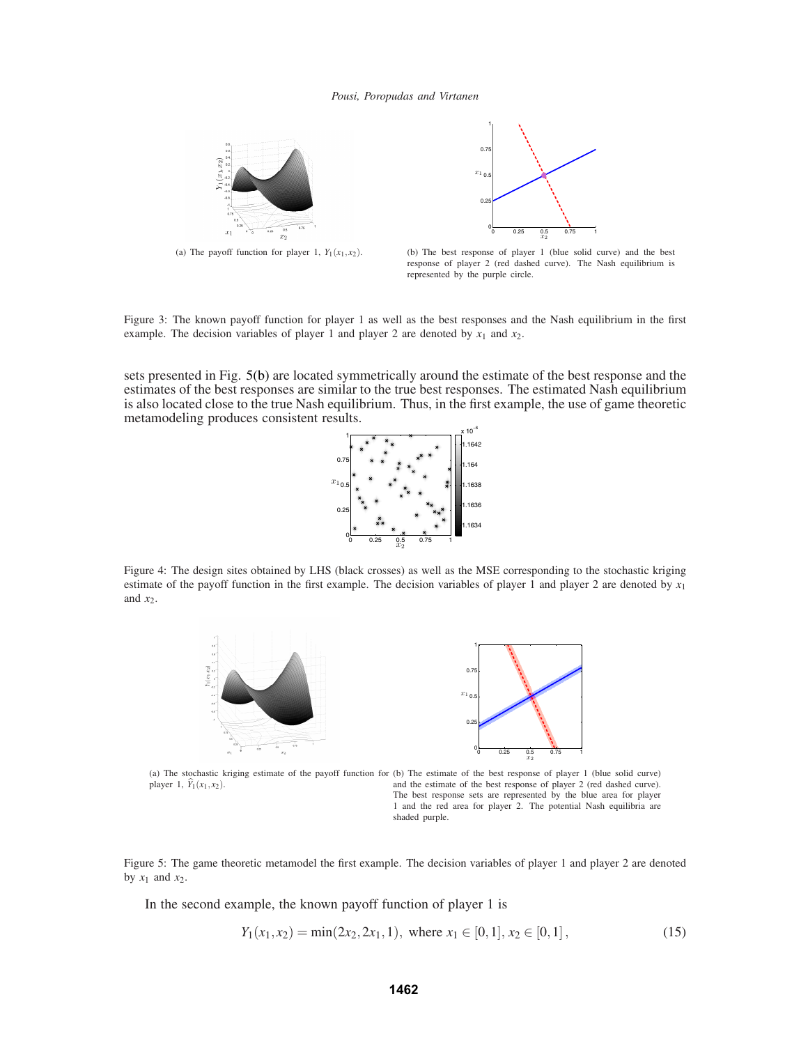(a) The payoff function for player 1, $Y_1(x_1,x_2)$.

(b) The best response of player 1 (blue solid curve) and the best response of player 2 (red dashed curve). The Nash equilibrium is represented by the purple circle.

Figure 3: The known payoff function for player 1 as well as the best responses and the Nash equilibrium in the first example. The decision variables of player 1 and player 2 are denoted by $x_1$ and $x_2$.

sets presented in Fig. 5(b) are located symmetrically around the estimate of the best response and the estimates of the best responses are similar to the true best responses. The estimated Nash equilibrium is also located close to the true Nash equilibrium. Thus, in the first example, the use of game theoretic metamodeling produces consistent results.

Figure 4: The design sites obtained by LHS (black crosses) as well as the MSE corresponding to the stochastic kriging estimate of the payoff function in the first example. The decision variables of player 1 and player 2 are denoted by $x_1$ and $x_2$.

(a) The stochastic kriging estimate of the payoff function for player 1, $\widehat{Y}_1(x_1,x_2)$.

(b) The estimate of the best response of player 1 (blue solid curve) and the estimate of the best response of player 2 (red dashed curve). The best response sets are represented by the blue area for player 1 and the red area for player 2. The potential Nash equilibria are shaded purple.

Figure 5: The game theoretic metamodel the first example. The decision variables of player 1 and player 2 are denoted by $x_1$ and $x_2$.

In the second example, the known payoff function of player 1 is

$$Y_1(x_1,x_2) = \min(2x_2, 2x_1, 1), \text{ where } x_1 \in [0,1], x_2 \in [0,1], \tag{15}$$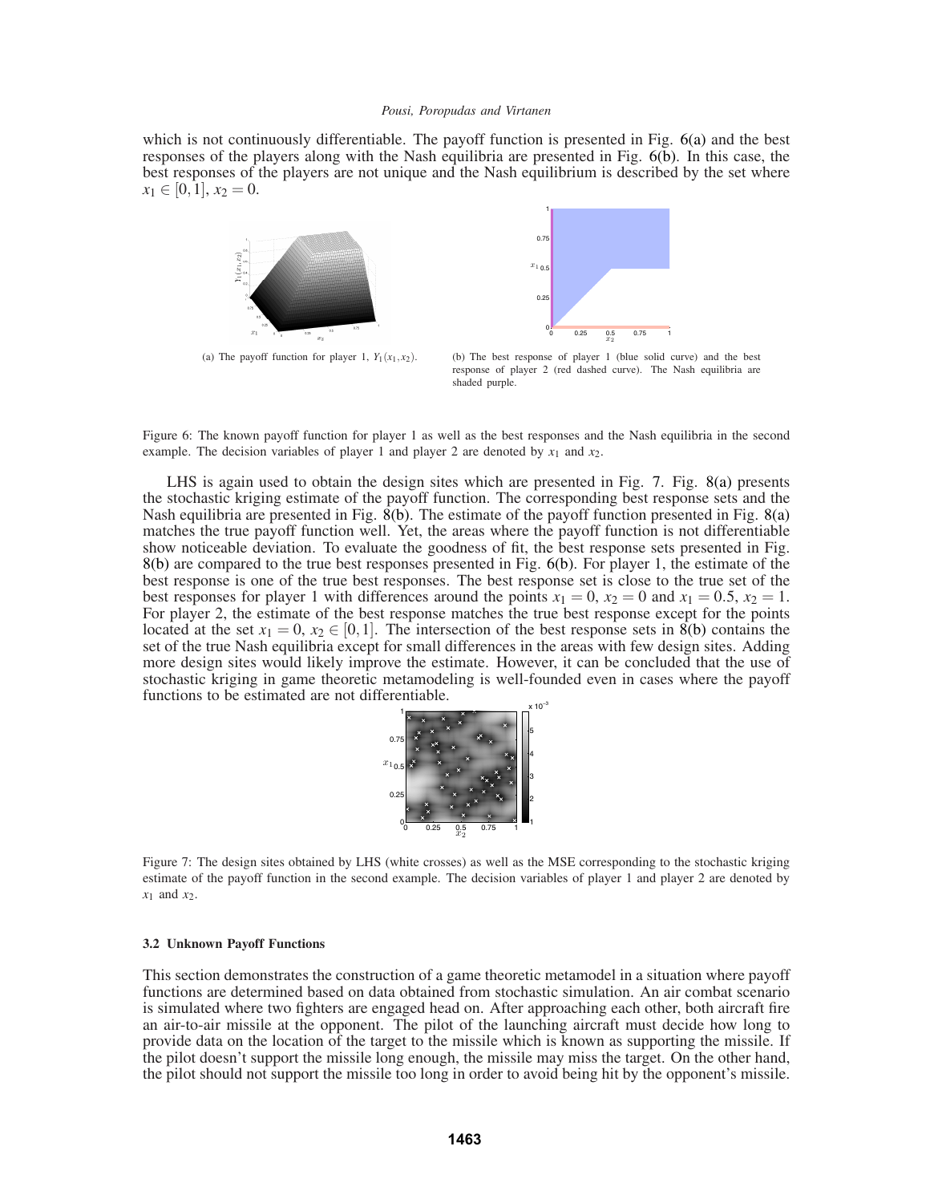which is not continuously differentiable. The payoff function is presented in Fig. 6(a) and the best responses of the players along with the Nash equilibria are presented in Fig. 6(b). In this case, the best responses of the players are not unique and the Nash equilibrium is described by the set where $x_1 \in [0,1]$, $x_2 = 0$.

(a) The payoff function for player 1, $Y_1(x_1,x_2)$.

(b) The best response of player 1 (blue solid curve) and the best response of player 2 (red dashed curve). The Nash equilibria are shaded purple.

Figure 6: The known payoff function for player 1 as well as the best responses and the Nash equilibria in the second example. The decision variables of player 1 and player 2 are denoted by $x_1$ and $x_2$.

LHS is again used to obtain the design sites which are presented in Fig. 7. Fig. 8(a) presents the stochastic kriging estimate of the payoff function. The corresponding best response sets and the Nash equilibria are presented in Fig. 8(b). The estimate of the payoff function presented in Fig. 8(a) matches the true payoff function well. Yet, the areas where the payoff function is not differentiable show noticeable deviation. To evaluate the goodness of fit, the best response sets presented in Fig. 8(b) are compared to the true best responses presented in Fig. 6(b). For player 1, the estimate of the best response is one of the true best responses. The best response set is close to the true set of the best responses for player 1 with differences around the points $x_1 = 0$, $x_2 = 0$ and $x_1 = 0.5$, $x_2 = 1$. For player 2, the estimate of the best response matches the true best response except for the points located at the set $x_1 = 0$, $x_2 \in [0,1]$. The intersection of the best response sets in 8(b) contains the set of the true Nash equilibria except for small differences in the areas with few design sites. Adding more design sites would likely improve the estimate. However, it can be concluded that the use of stochastic kriging in game theoretic metamodeling is well-founded even in cases where the payoff functions to be estimated are not differentiable.

Figure 7: The design sites obtained by LHS (white crosses) as well as the MSE corresponding to the stochastic kriging estimate of the payoff function in the second example. The decision variables of player 1 and player 2 are denoted by $x_1$ and $x_2$.

#### 3.2 Unknown Payoff Functions

This section demonstrates the construction of a game theoretic metamodel in a situation where payoff functions are determined based on data obtained from stochastic simulation. An air combat scenario is simulated where two fighters are engaged head on. After approaching each other, both aircraft fire an air-to-air missile at the opponent. The pilot of the launching aircraft must decide how long to provide data on the location of the target to the missile which is known as supporting the missile. If the pilot doesn't support the missile long enough, the missile may miss the target. On the other hand, the pilot should not support the missile too long in order to avoid being hit by the opponent's missile.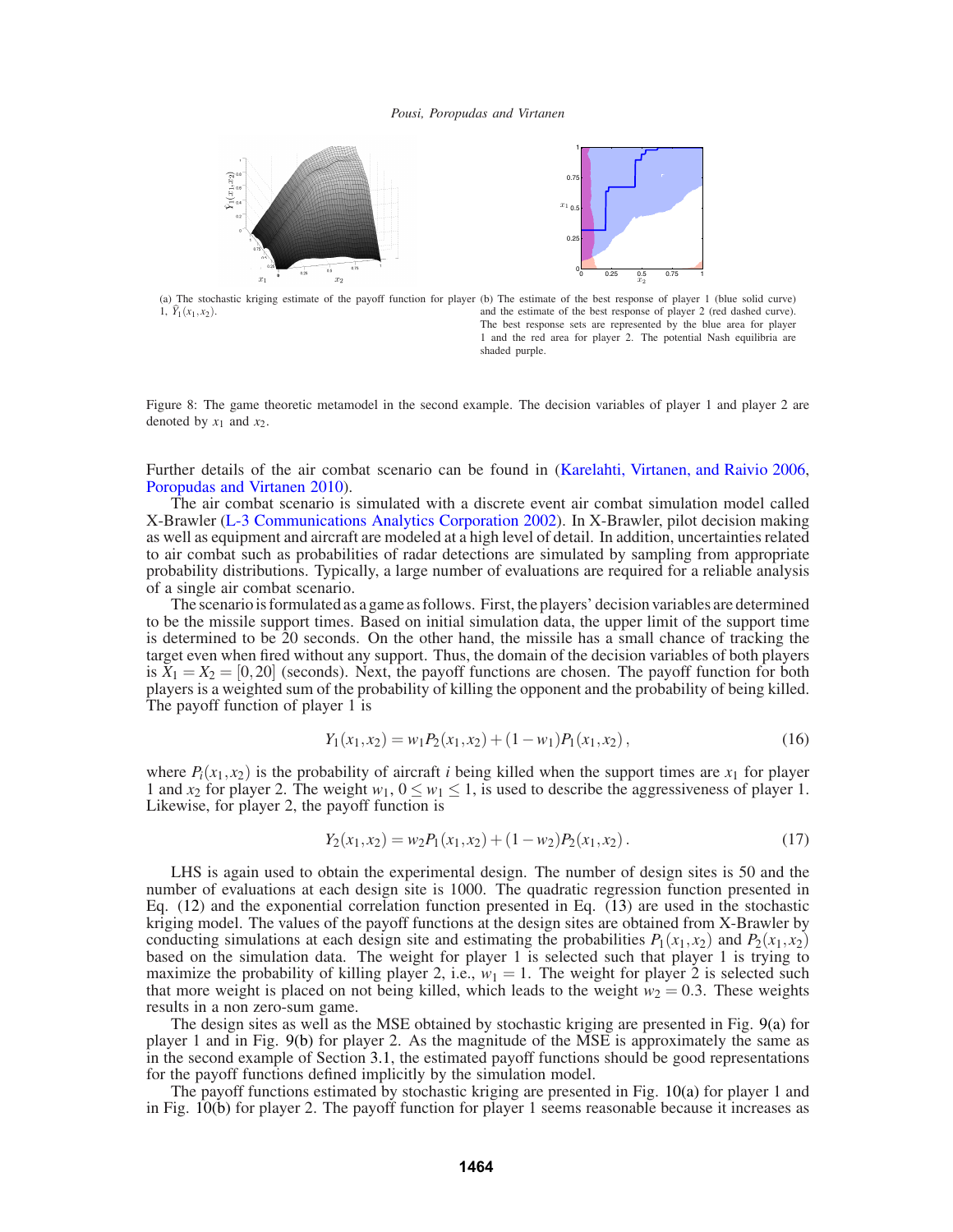(a) The stochastic kriging estimate of the payoff function for player 1, $\widehat{Y}_1(x_1,x_2)$.

(b) The estimate of the best response of player 1 (blue solid curve) and the estimate of the best response of player 2 (red dashed curve). The best response sets are represented by the blue area for player 1 and the red area for player 2. The potential Nash equilibria are shaded purple.

Figure 8: The game theoretic metamodel in the second example. The decision variables of player 1 and player 2 are denoted by $x_1$ and $x_2$.

Further details of the air combat scenario can be found in (Karelahti, Virtanen, and Raivio 2006, Poropudas and Virtanen 2010).

The air combat scenario is simulated with a discrete event air combat simulation model called X-Brawler (L-3 Communications Analytics Corporation 2002). In X-Brawler, pilot decision making as well as equipment and aircraft are modeled at a high level of detail. In addition, uncertainties related to air combat such as probabilities of radar detections are simulated by sampling from appropriate probability distributions. Typically, a large number of evaluations are required for a reliable analysis of a single air combat scenario.

The scenario is formulated as a game as follows. First, the players' decision variables are determined to be the missile support times. Based on initial simulation data, the upper limit of the support time is determined to be 20 seconds. On the other hand, the missile has a small chance of tracking the target even when fired without any support. Thus, the domain of the decision variables of both players is $X_1 = X_2 = [0,20]$ (seconds). Next, the payoff functions are chosen. The payoff function for both players is a weighted sum of the probability of killing the opponent and the probability of being killed. The payoff function of player 1 is

$$Y_1(x_1,x_2) = w_1 P_2(x_1,x_2) + (1-w_1)P_1(x_1,x_2)\,, \tag{16}$$

where $P_i(x_1,x_2)$ is the probability of aircraft $i$ being killed when the support times are $x_1$ for player 1 and $x_2$ for player 2. The weight $w_1$, $0 \leq w_1 \leq 1$, is used to describe the aggressiveness of player 1. Likewise, for player 2, the payoff function is

$$Y_2(x_1,x_2) = w_2 P_1(x_1,x_2) + (1-w_2)P_2(x_1,x_2)\,. \tag{17}$$

LHS is again used to obtain the experimental design. The number of design sites is 50 and the number of evaluations at each design site is 1000. The quadratic regression function presented in Eq. (12) and the exponential correlation function presented in Eq. (13) are used in the stochastic kriging model. The values of the payoff functions at the design sites are obtained from X-Brawler by conducting simulations at each design site and estimating the probabilities $P_1(x_1,x_2)$ and $P_2(x_1,x_2)$ based on the simulation data. The weight for player 1 is selected such that player 1 is trying to maximize the probability of killing player 2, i.e., $w_1 = 1$. The weight for player 2 is selected such that more weight is placed on not being killed, which leads to the weight $w_2 = 0.3$. These weights results in a non zero-sum game.

The design sites as well as the MSE obtained by stochastic kriging are presented in Fig. 9(a) for player 1 and in Fig. 9(b) for player 2. As the magnitude of the MSE is approximately the same as in the second example of Section 3.1, the estimated payoff functions should be good representations for the payoff functions defined implicitly by the simulation model.

The payoff functions estimated by stochastic kriging are presented in Fig. 10(a) for player 1 and in Fig. 10(b) for player 2. The payoff function for player 1 seems reasonable because it increases as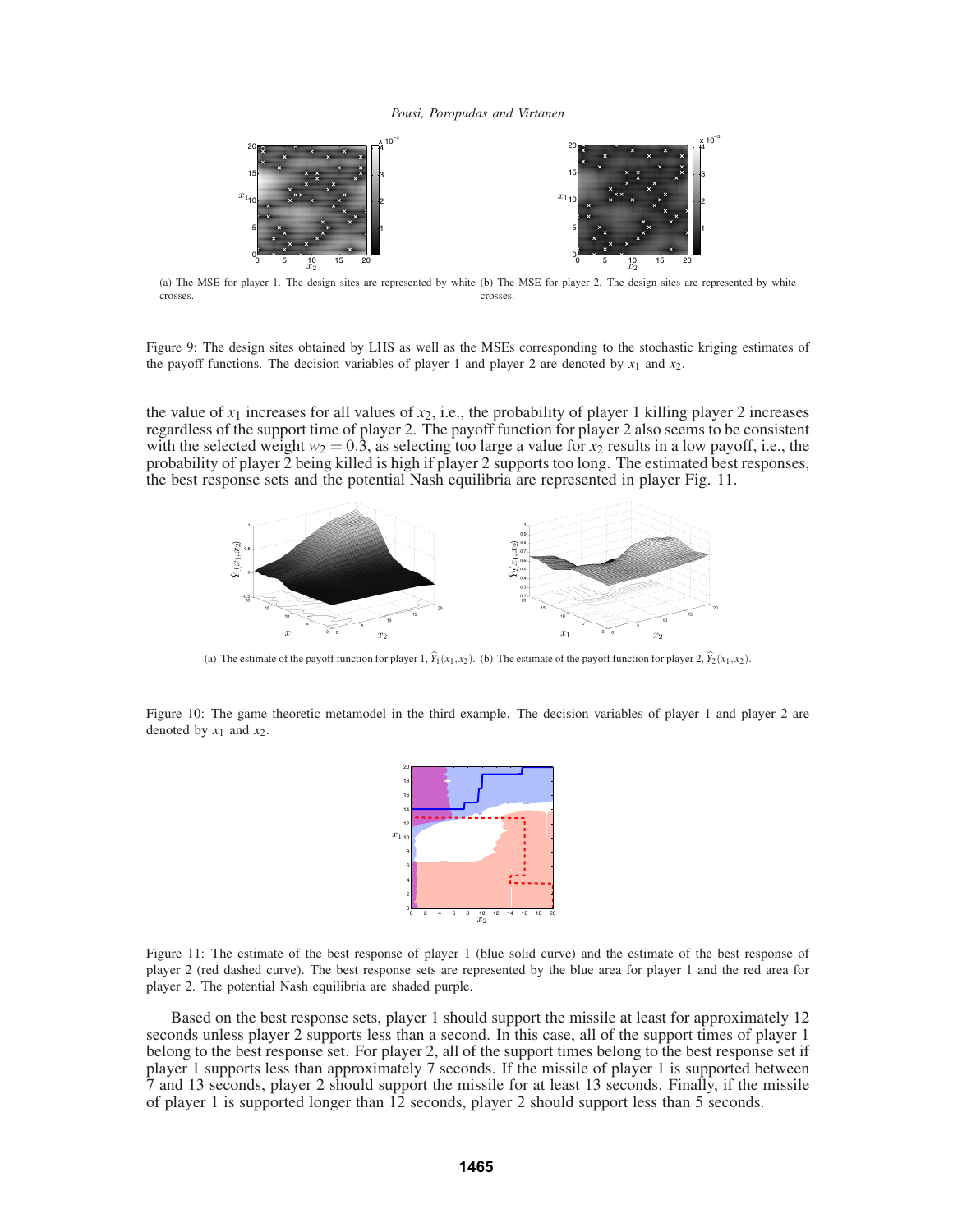(a) The MSE for player 1. The design sites are represented by white crosses.

(b) The MSE for player 2. The design sites are represented by white crosses.

Figure 9: The design sites obtained by LHS as well as the MSEs corresponding to the stochastic kriging estimates of the payoff functions. The decision variables of player 1 and player 2 are denoted by $x_1$ and $x_2$.

the value of $x_1$ increases for all values of $x_2$, i.e., the probability of player 1 killing player 2 increases regardless of the support time of player 2. The payoff function for player 2 also seems to be consistent with the selected weight $w_2 = 0.3$, as selecting too large a value for $x_2$ results in a low payoff, i.e., the probability of player 2 being killed is high if player 2 supports too long. The estimated best responses, the best response sets and the potential Nash equilibria are represented in player Fig. 11.

(a) The estimate of the payoff function for player 1, $\widehat{Y}_1(x_1,x_2)$.

(b) The estimate of the payoff function for player 2, $\widehat{Y}_2(x_1,x_2)$.

Figure 10: The game theoretic metamodel in the third example. The decision variables of player 1 and player 2 are denoted by $x_1$ and $x_2$.

Figure 11: The estimate of the best response of player 1 (blue solid curve) and the estimate of the best response of player 2 (red dashed curve). The best response sets are represented by the blue area for player 1 and the red area for player 2. The potential Nash equilibria are shaded purple.

Based on the best response sets, player 1 should support the missile at least for approximately 12 seconds unless player 2 supports less than a second. In this case, all of the support times of player 1 belong to the best response set. For player 2, all of the support times belong to the best response set if player 1 supports less than approximately 7 seconds. If the missile of player 1 is supported between 7 and 13 seconds, player 2 should support the missile for at least 13 seconds. Finally, if the missile of player 1 is supported longer than 12 seconds, player 2 should support less than 5 seconds.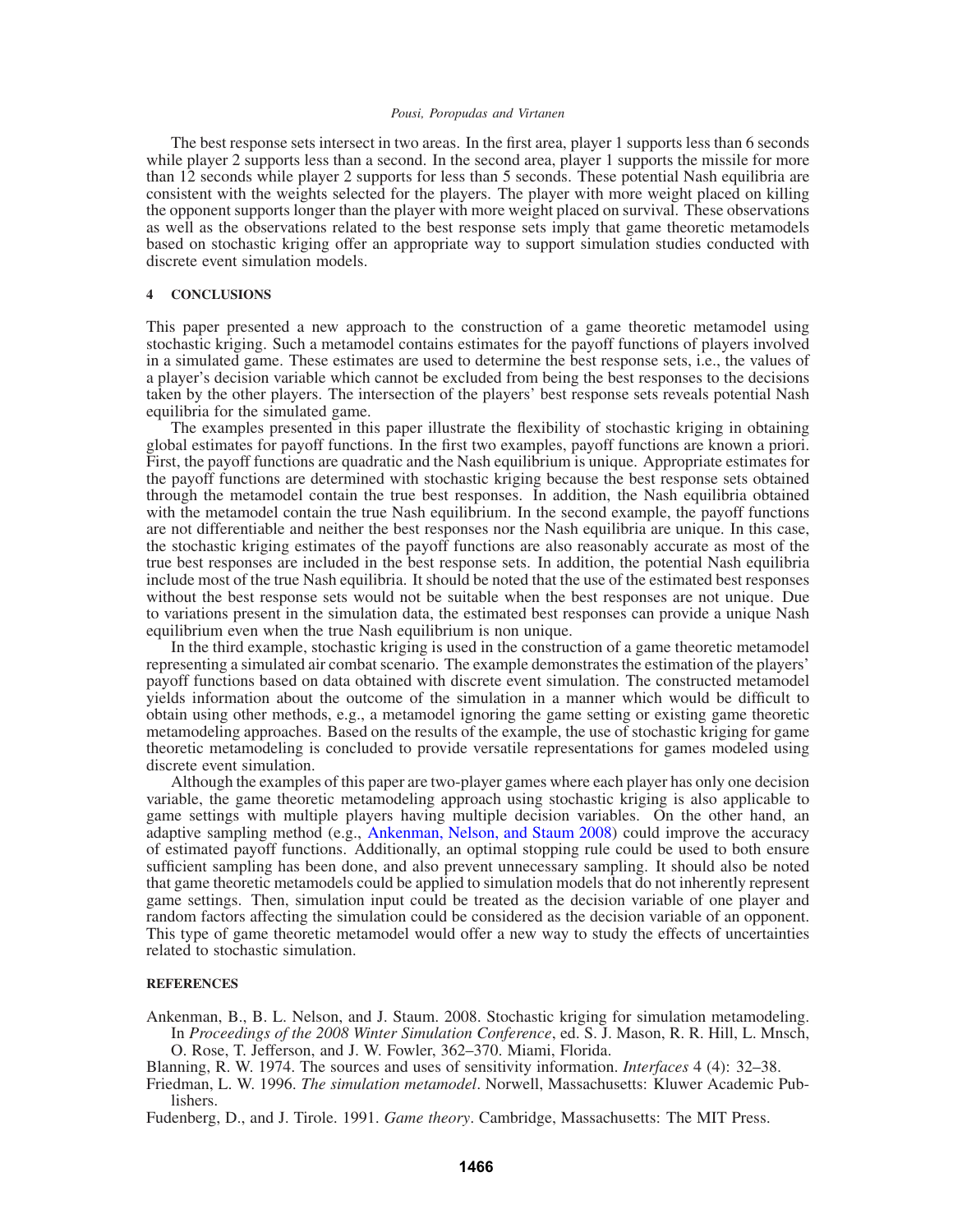The best response sets intersect in two areas. In the first area, player 1 supports less than 6 seconds while player 2 supports less than a second. In the second area, player 1 supports the missile for more than 12 seconds while player 2 supports for less than 5 seconds. These potential Nash equilibria are consistent with the weights selected for the players. The player with more weight placed on killing the opponent supports longer than the player with more weight placed on survival. These observations as well as the observations related to the best response sets imply that game theoretic metamodels based on stochastic kriging offer an appropriate way to support simulation studies conducted with discrete event simulation models.

## 4 CONCLUSIONS

This paper presented a new approach to the construction of a game theoretic metamodel using stochastic kriging. Such a metamodel contains estimates for the payoff functions of players involved in a simulated game. These estimates are used to determine the best response sets, i.e., the values of a player's decision variable which cannot be excluded from being the best responses to the decisions taken by the other players. The intersection of the players' best response sets reveals potential Nash equilibria for the simulated game.

The examples presented in this paper illustrate the flexibility of stochastic kriging in obtaining global estimates for payoff functions. In the first two examples, payoff functions are known a priori. First, the payoff functions are quadratic and the Nash equilibrium is unique. Appropriate estimates for the payoff functions are determined with stochastic kriging because the best response sets obtained through the metamodel contain the true best responses. In addition, the Nash equilibria obtained with the metamodel contain the true Nash equilibrium. In the second example, the payoff functions are not differentiable and neither the best responses nor the Nash equilibria are unique. In this case, the stochastic kriging estimates of the payoff functions are also reasonably accurate as most of the true best responses are included in the best response sets. In addition, the potential Nash equilibria include most of the true Nash equilibria. It should be noted that the use of the estimated best responses without the best response sets would not be suitable when the best responses are not unique. Due to variations present in the simulation data, the estimated best responses can provide a unique Nash equilibrium even when the true Nash equilibrium is non unique.

In the third example, stochastic kriging is used in the construction of a game theoretic metamodel representing a simulated air combat scenario. The example demonstrates the estimation of the players' payoff functions based on data obtained with discrete event simulation. The constructed metamodel yields information about the outcome of the simulation in a manner which would be difficult to obtain using other methods, e.g., a metamodel ignoring the game setting or existing game theoretic metamodeling approaches. Based on the results of the example, the use of stochastic kriging for game theoretic metamodeling is concluded to provide versatile representations for games modeled using discrete event simulation.

Although the examples of this paper are two-player games where each player has only one decision variable, the game theoretic metamodeling approach using stochastic kriging is also applicable to game settings with multiple players having multiple decision variables. On the other hand, an adaptive sampling method (e.g., Ankenman, Nelson, and Staum 2008) could improve the accuracy of estimated payoff functions. Additionally, an optimal stopping rule could be used to both ensure sufficient sampling has been done, and also prevent unnecessary sampling. It should also be noted that game theoretic metamodels could be applied to simulation models that do not inherently represent game settings. Then, simulation input could be treated as the decision variable of one player and random factors affecting the simulation could be considered as the decision variable of an opponent. This type of game theoretic metamodel would offer a new way to study the effects of uncertainties related to stochastic simulation.

## REFERENCES

Ankenman, B., B. L. Nelson, and J. Staum. 2008. Stochastic kriging for simulation metamodeling. In *Proceedings of the 2008 Winter Simulation Conference*, ed. S. J. Mason, R. R. Hill, L. Mnsch, O. Rose, T. Jefferson, and J. W. Fowler, 362–370. Miami, Florida.

Blanning, R. W. 1974. The sources and uses of sensitivity information. *Interfaces* 4 (4): 32–38.

Friedman, L. W. 1996. *The simulation metamodel*. Norwell, Massachusetts: Kluwer Academic Publishers.

Fudenberg, D., and J. Tirole. 1991. *Game theory*. Cambridge, Massachusetts: The MIT Press.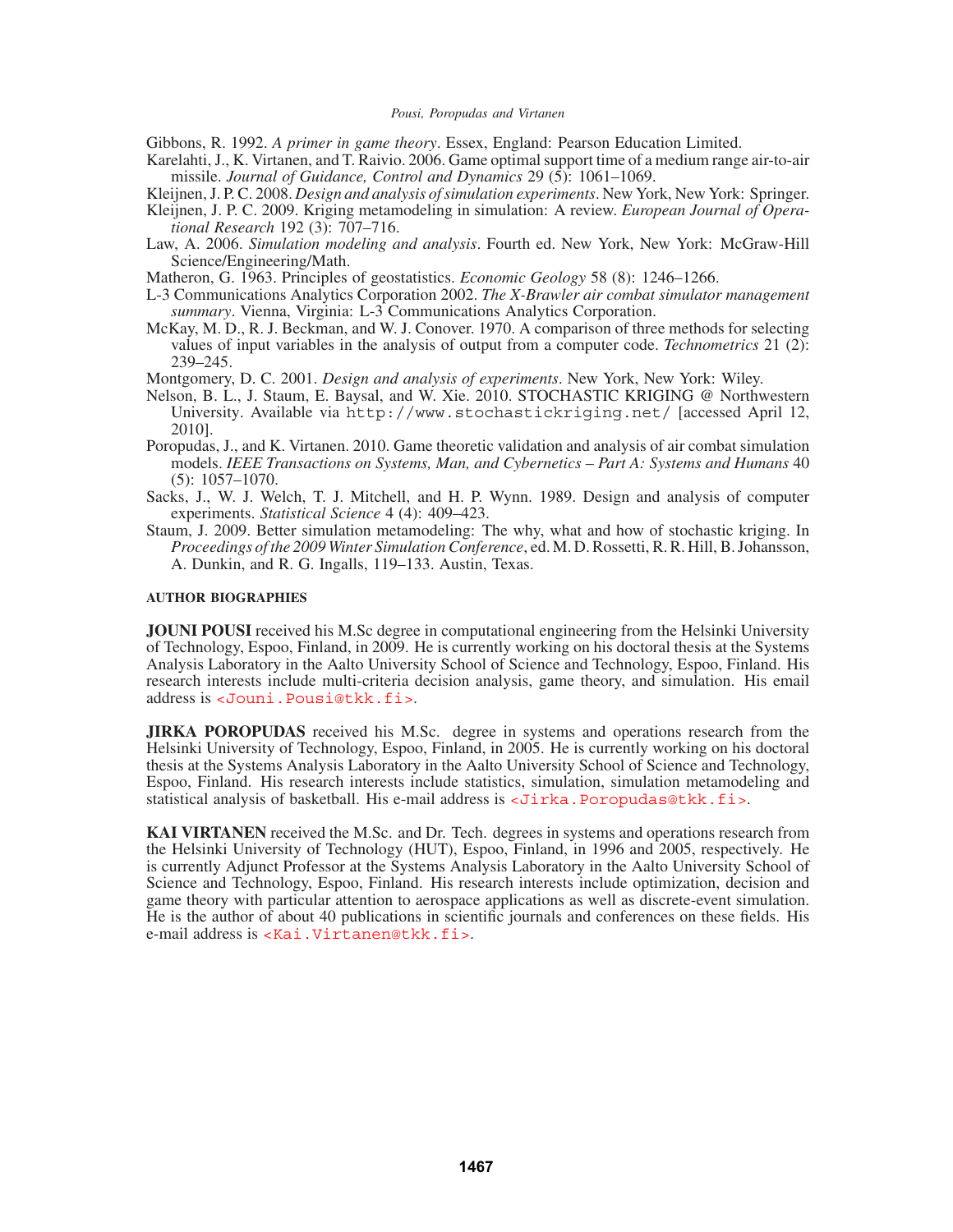Gibbons, R. 1992. *A primer in game theory*. Essex, England: Pearson Education Limited.

Karelahti, J., K. Virtanen, and T. Raivio. 2006. Game optimal support time of a medium range air-to-air missile. *Journal of Guidance, Control and Dynamics* 29 (5): 1061–1069.

Kleijnen, J. P. C. 2008. *Design and analysis of simulation experiments*. New York, New York: Springer.

Kleijnen, J. P. C. 2009. Kriging metamodeling in simulation: A review. *European Journal of Operational Research* 192 (3): 707–716.

Law, A. 2006. *Simulation modeling and analysis*. Fourth ed. New York, New York: McGraw-Hill Science/Engineering/Math.

Matheron, G. 1963. Principles of geostatistics. *Economic Geology* 58 (8): 1246–1266.

L-3 Communications Analytics Corporation 2002. *The X-Brawler air combat simulator management summary*. Vienna, Virginia: L-3 Communications Analytics Corporation.

McKay, M. D., R. J. Beckman, and W. J. Conover. 1970. A comparison of three methods for selecting values of input variables in the analysis of output from a computer code. *Technometrics* 21 (2): 239–245.

Montgomery, D. C. 2001. *Design and analysis of experiments*. New York, New York: Wiley.

Nelson, B. L., J. Staum, E. Baysal, and W. Xie. 2010. STOCHASTIC KRIGING @ Northwestern University. Available via `http://www.stochastickriging.net/` [accessed April 12, 2010].

Poropudas, J., and K. Virtanen. 2010. Game theoretic validation and analysis of air combat simulation models. *IEEE Transactions on Systems, Man, and Cybernetics – Part A: Systems and Humans* 40 (5): 1057–1070.

Sacks, J., W. J. Welch, T. J. Mitchell, and H. P. Wynn. 1989. Design and analysis of computer experiments. *Statistical Science* 4 (4): 409–423.

Staum, J. 2009. Better simulation metamodeling: The why, what and how of stochastic kriging. In *Proceedings of the 2009 Winter Simulation Conference*, ed. M. D. Rossetti, R. R. Hill, B. Johansson, A. Dunkin, and R. G. Ingalls, 119–133. Austin, Texas.

## AUTHOR BIOGRAPHIES

**JOUNI POUSI** received his M.Sc degree in computational engineering from the Helsinki University of Technology, Espoo, Finland, in 2009. He is currently working on his doctoral thesis at the Systems Analysis Laboratory in the Aalto University School of Science and Technology, Espoo, Finland. His research interests include multi-criteria decision analysis, game theory, and simulation. His email address is <Jouni.Pousi@tkk.fi>.

**JIRKA POROPUDAS** received his M.Sc. degree in systems and operations research from the Helsinki University of Technology, Espoo, Finland, in 2005. He is currently working on his doctoral thesis at the Systems Analysis Laboratory in the Aalto University School of Science and Technology, Espoo, Finland. His research interests include statistics, simulation, simulation metamodeling and statistical analysis of basketball. His e-mail address is <Jirka.Poropudas@tkk.fi>.

**KAI VIRTANEN** received the M.Sc. and Dr. Tech. degrees in systems and operations research from the Helsinki University of Technology (HUT), Espoo, Finland, in 1996 and 2005, respectively. He is currently Adjunct Professor at the Systems Analysis Laboratory in the Aalto University School of Science and Technology, Espoo, Finland. His research interests include optimization, decision and game theory with particular attention to aerospace applications as well as discrete-event simulation. He is the author of about 40 publications in scientific journals and conferences on these fields. His e-mail address is <Kai.Virtanen@tkk.fi>.